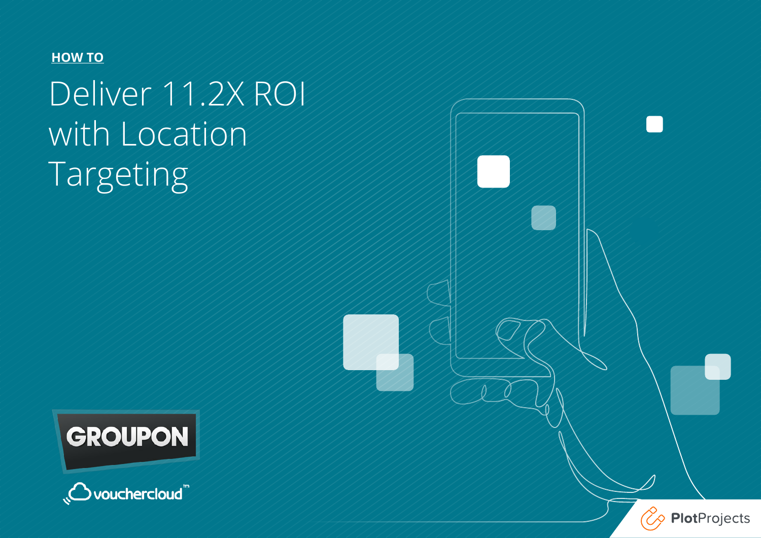**HOW TO**

# Deliver 11.2X ROI with Location Targeting

GROUPON

vouchercloud

PlotProjects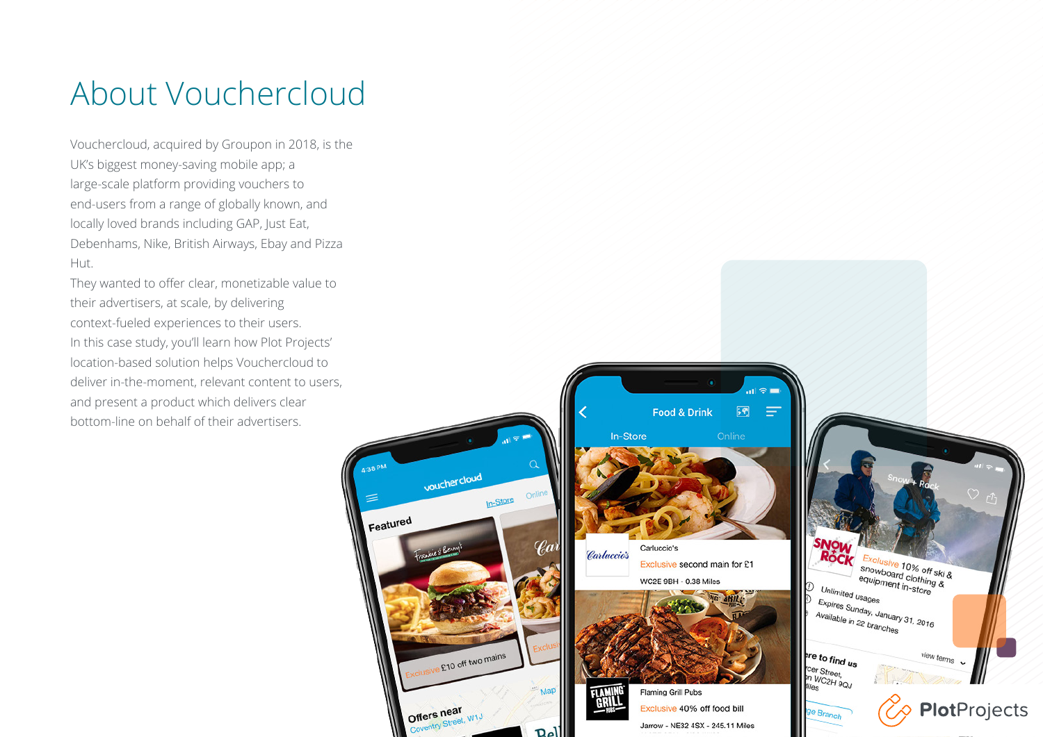# About Vouchercloud

Vouchercloud, acquired by Groupon in 2018, is the UK's biggest money-saving mobile app; a large-scale platform providing vouchers to end-users from a range of globally known, and locally loved brands including GAP, Just Eat, Debenhams, Nike, British Airways, Ebay and Pizza Hut.

They wanted to offer clear, monetizable value to their advertisers, at scale, by delivering context-fueled experiences to their users.

In this case study, you'll learn how Plot Projects' location-based solution helps Vouchercloud to deliver in-the-moment, relevant content to users, and present a product which delivers clear bottom-line on behalf of their advertisers.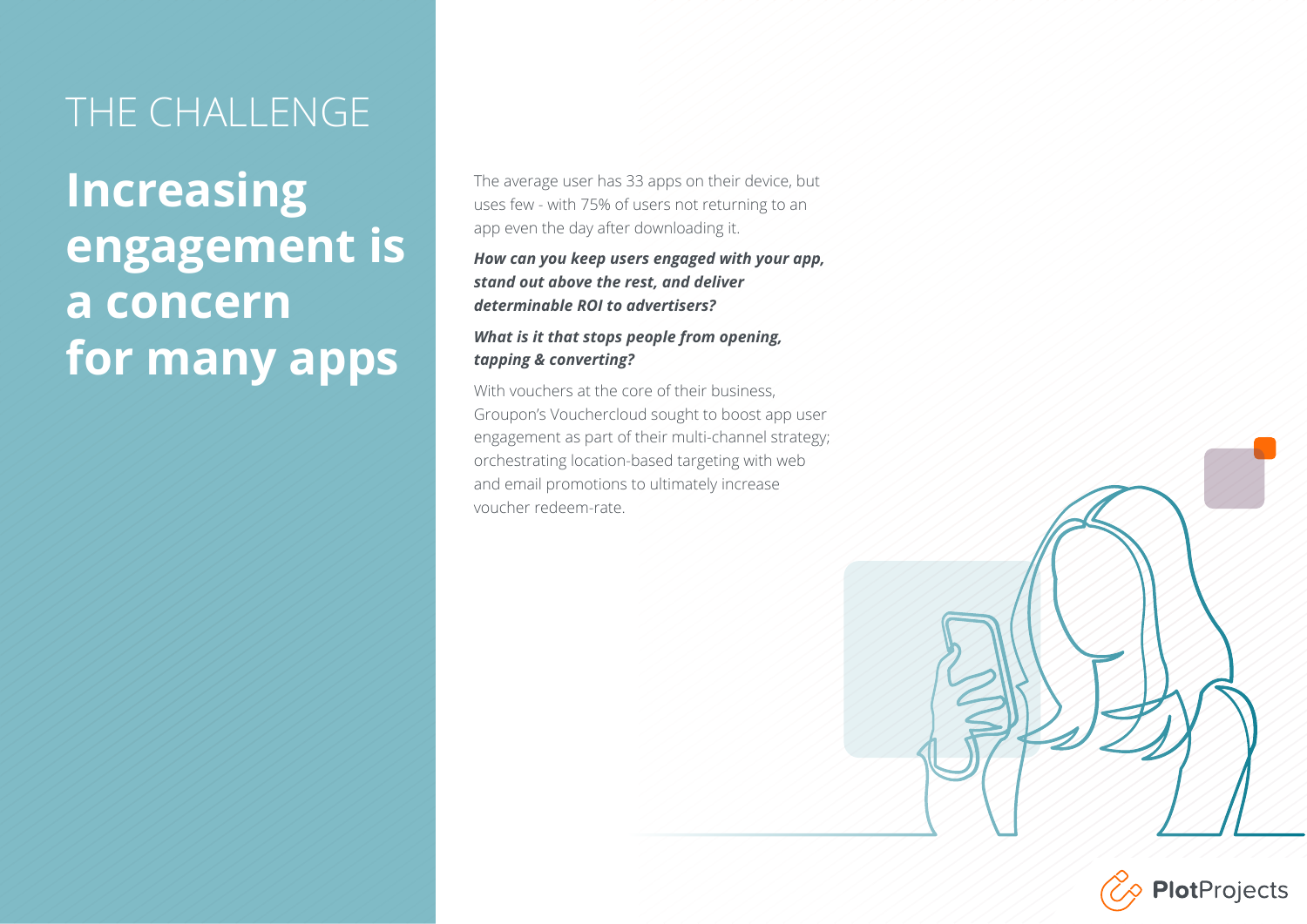THE CHALLENGE

# Increasing engagement is a concern for many apps

The average user has 33 apps on their device, but uses few - with 75% of users not returning to an app even the day after downloading it.

***How can you keep users engaged with your app, stand out above the rest, and deliver determinable ROI to advertisers?***

***What is it that stops people from opening, tapping & converting?***

With vouchers at the core of their business, Groupon's Vouchercloud sought to boost app user engagement as part of their multi-channel strategy; orchestrating location-based targeting with web and email promotions to ultimately increase voucher redeem-rate.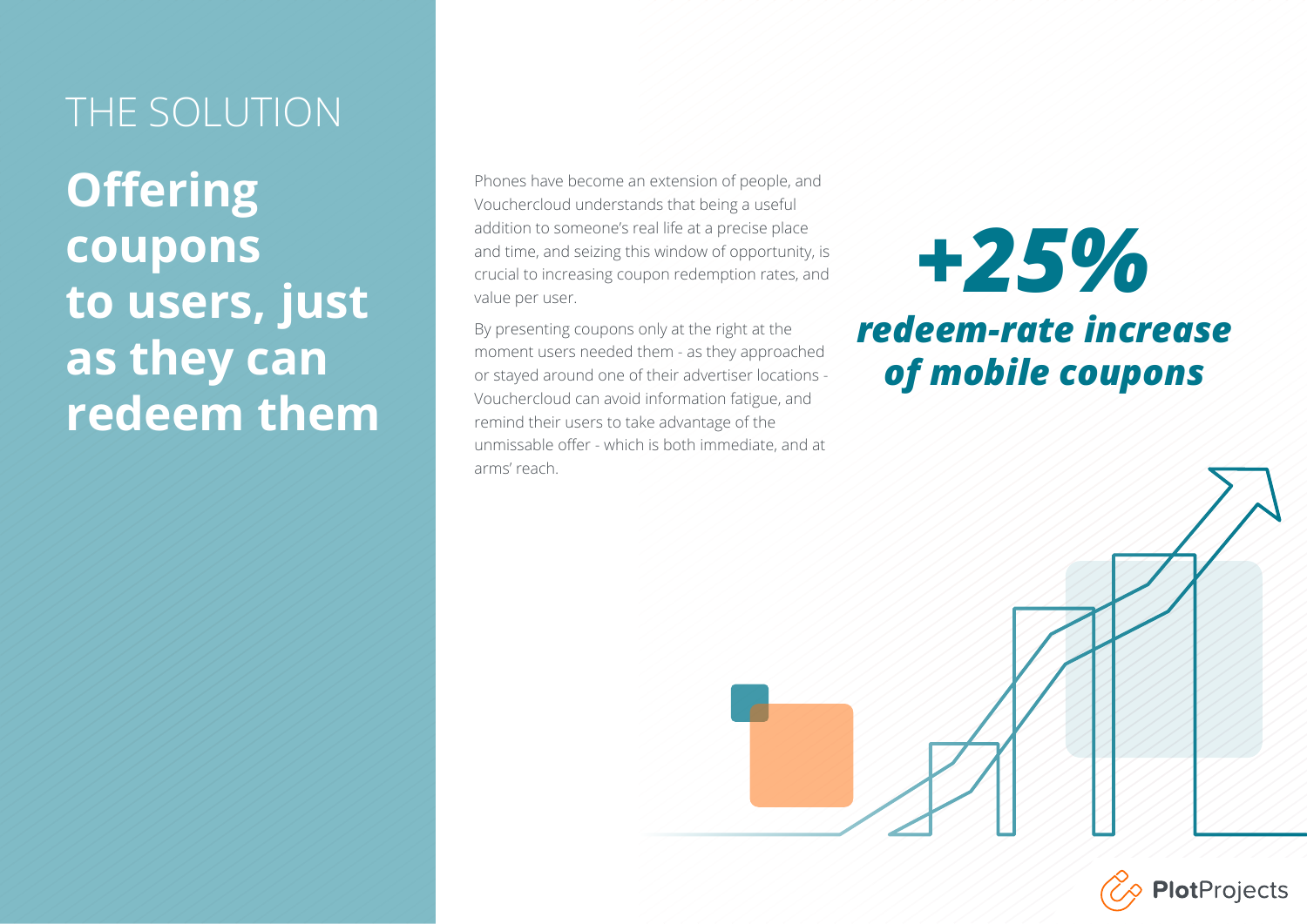THE SOLUTION

# Offering coupons to users, just as they can redeem them

Phones have become an extension of people, and Vouchercloud understands that being a useful addition to someone's real life at a precise place and time, and seizing this window of opportunity, is crucial to increasing coupon redemption rates, and value per user.

By presenting coupons only at the right at the moment users needed them - as they approached or stayed around one of their advertiser locations - Vouchercloud can avoid information fatigue, and remind their users to take advantage of the unmissable offer - which is both immediate, and at arms' reach.

***+25%***

***redeem-rate increase of mobile coupons***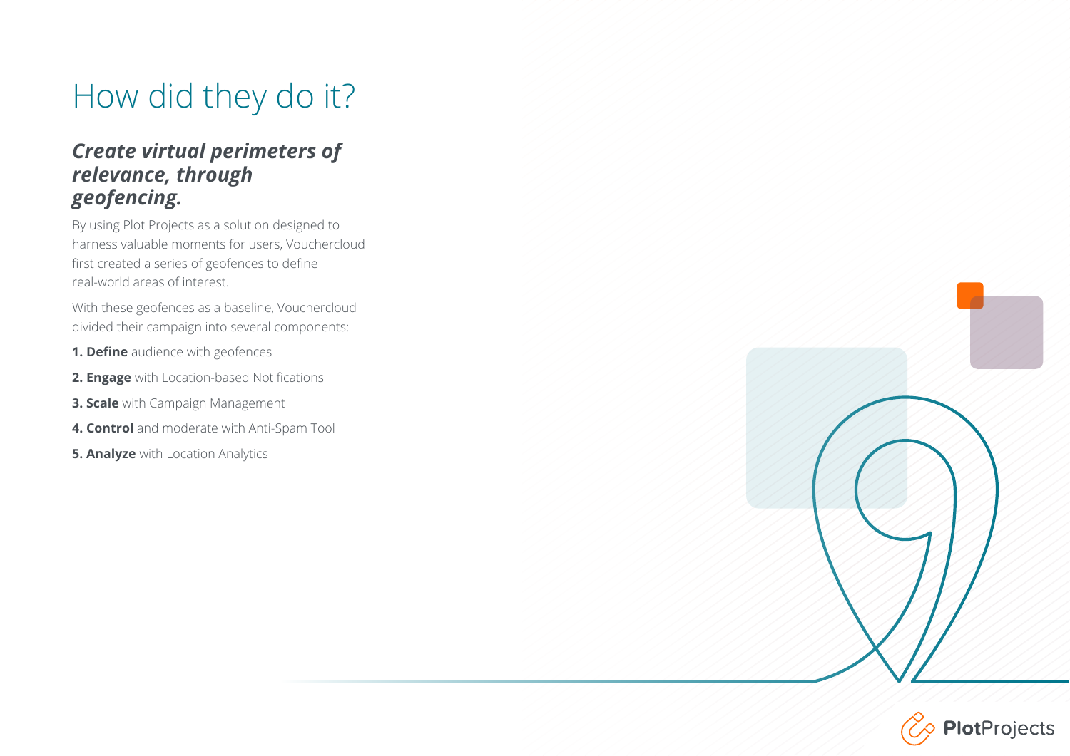# How did they do it?

### ***Create virtual perimeters of relevance, through geofencing.***

By using Plot Projects as a solution designed to harness valuable moments for users, Vouchercloud first created a series of geofences to define real-world areas of interest.

With these geofences as a baseline, Vouchercloud divided their campaign into several components:

1. **Define** audience with geofences
2. **Engage** with Location-based Notifications
3. **Scale** with Campaign Management
4. **Control** and moderate with Anti-Spam Tool
5. **Analyze** with Location Analytics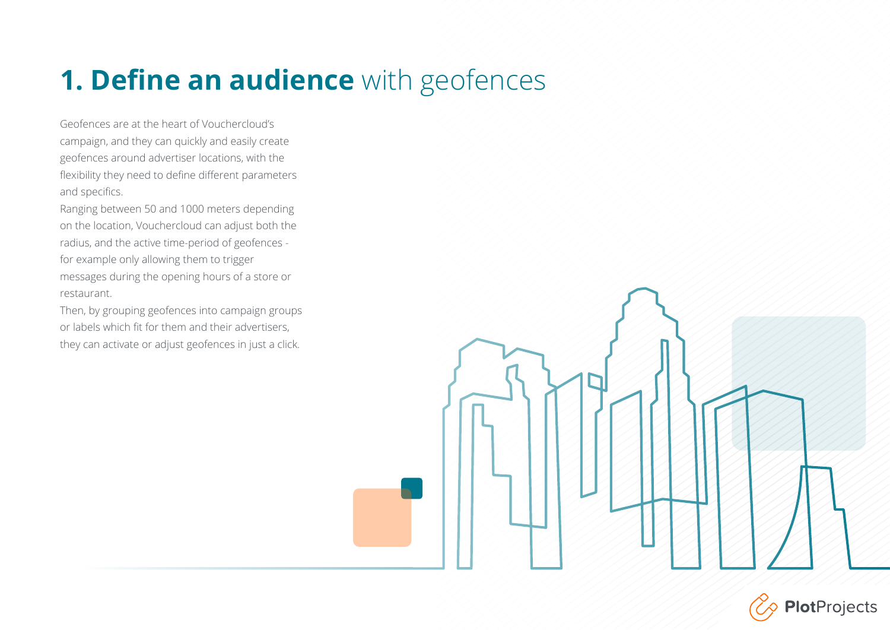# 1. **Define an audience** with geofences

Geofences are at the heart of Vouchercloud's campaign, and they can quickly and easily create geofences around advertiser locations, with the flexibility they need to define different parameters and specifics.

Ranging between 50 and 1000 meters depending on the location, Vouchercloud can adjust both the radius, and the active time-period of geofences - for example only allowing them to trigger messages during the opening hours of a store or restaurant.

Then, by grouping geofences into campaign groups or labels which fit for them and their advertisers, they can activate or adjust geofences in just a click.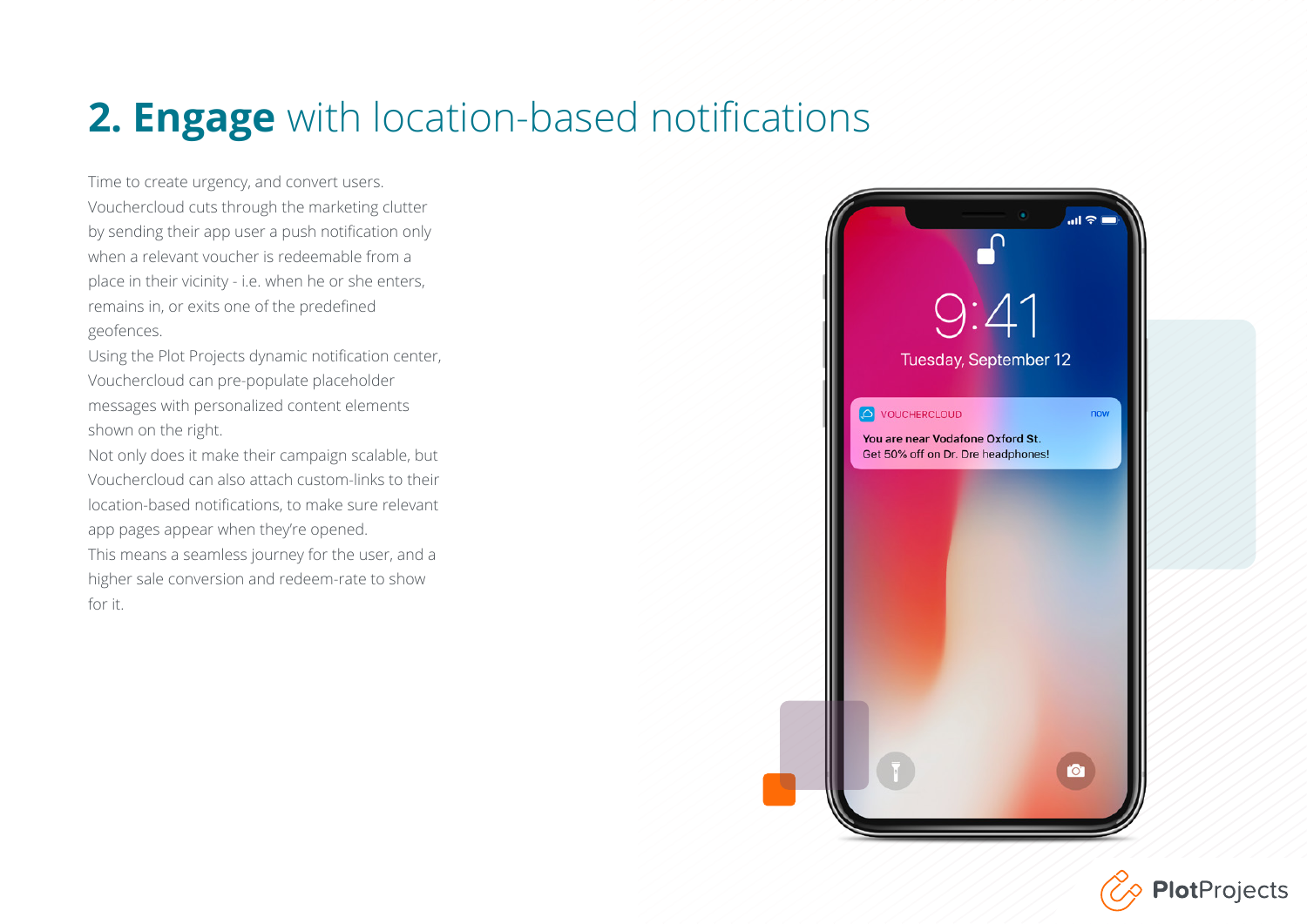## 2. **Engage** with location-based notifications

Time to create urgency, and convert users. Vouchercloud cuts through the marketing clutter by sending their app user a push notification only when a relevant voucher is redeemable from a place in their vicinity - i.e. when he or she enters, remains in, or exits one of the predefined geofences.

Using the Plot Projects dynamic notification center, Vouchercloud can pre-populate placeholder messages with personalized content elements shown on the right.

Not only does it make their campaign scalable, but Vouchercloud can also attach custom-links to their location-based notifications, to make sure relevant app pages appear when they're opened.

This means a seamless journey for the user, and a higher sale conversion and redeem-rate to show for it.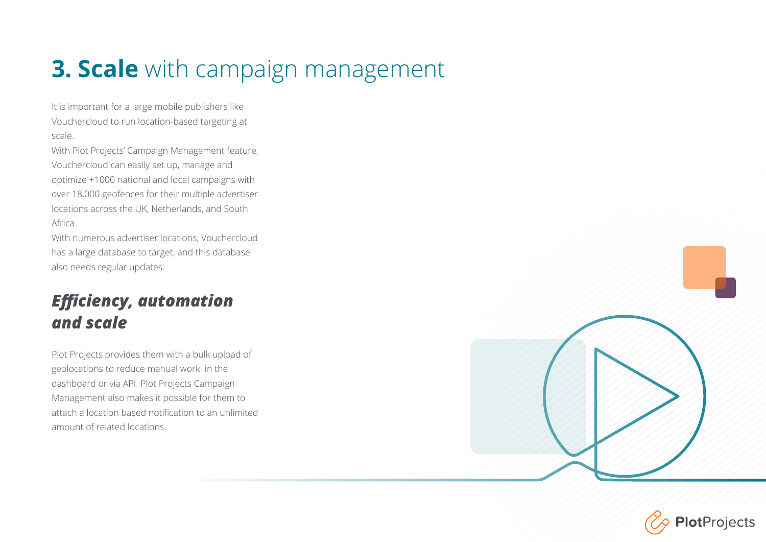# **3. Scale** with campaign management

It is important for a large mobile publishers like Vouchercloud to run location-based targeting at scale.

With Plot Projects' Campaign Management feature, Vouchercloud can easily set up, manage and optimize +1000 national and local campaigns with over 18,000 geofences for their multiple advertiser locations across the UK, Netherlands, and South Africa.

With numerous advertiser locations, Vouchercloud has a large database to target; and this database also needs regular updates.

## ***Efficiency, automation and scale***

Plot Projects provides them with a bulk upload of geolocations to reduce manual work in the dashboard or via API. Plot Projects Campaign Management also makes it possible for them to attach a location based notification to an unlimited amount of related locations.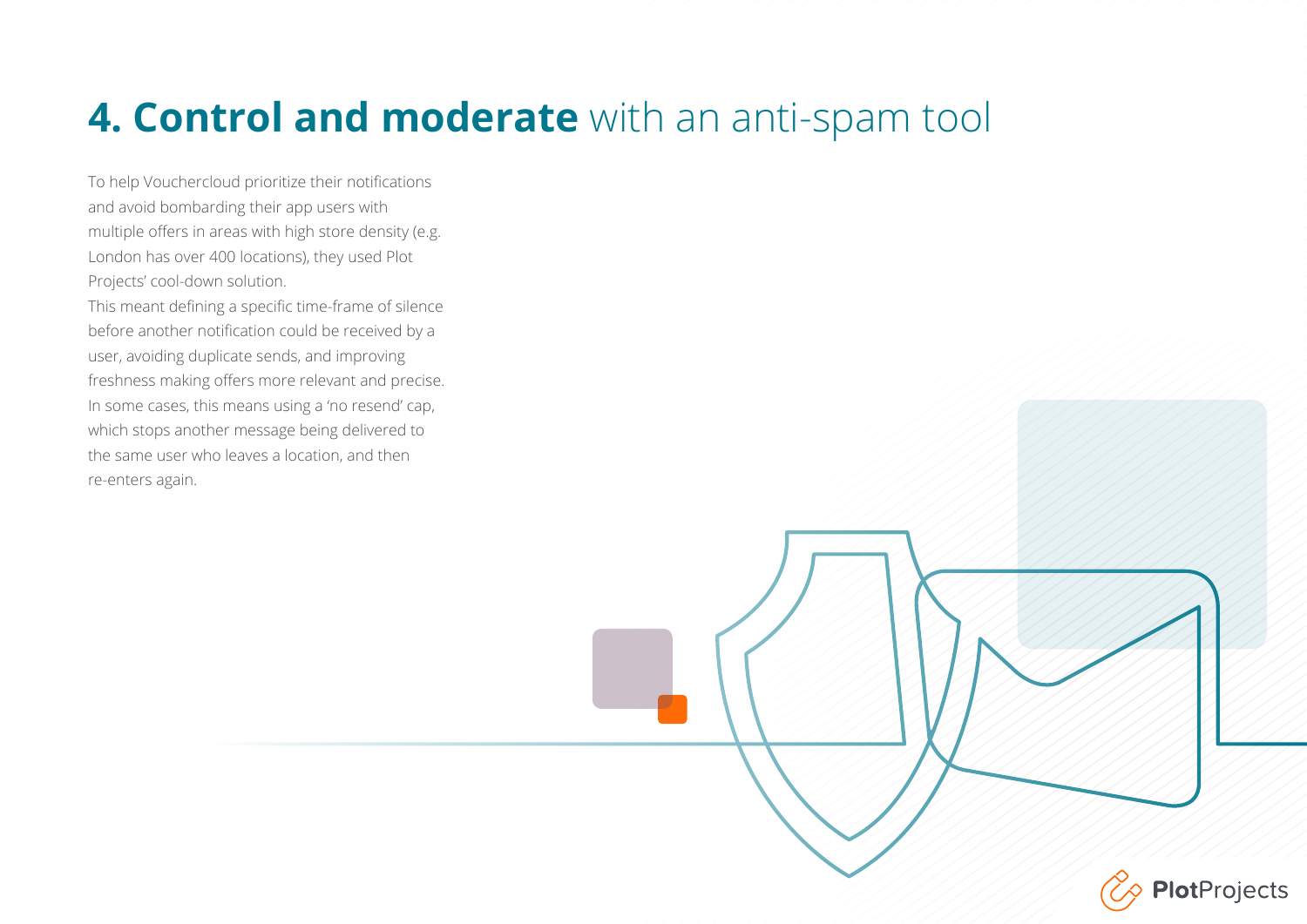# **4. Control and moderate** with an anti-spam tool

To help Vouchercloud prioritize their notifications and avoid bombarding their app users with multiple offers in areas with high store density (e.g. London has over 400 locations), they used Plot Projects' cool-down solution.

This meant defining a specific time-frame of silence before another notification could be received by a user, avoiding duplicate sends, and improving freshness making offers more relevant and precise. In some cases, this means using a 'no resend' cap, which stops another message being delivered to the same user who leaves a location, and then re-enters again.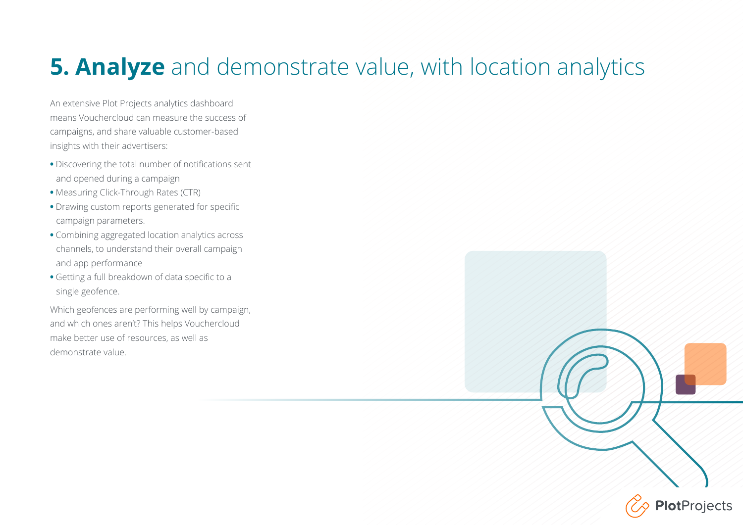# **5. Analyze** and demonstrate value, with location analytics

An extensive Plot Projects analytics dashboard means Vouchercloud can measure the success of campaigns, and share valuable customer-based insights with their advertisers:

- Discovering the total number of notifications sent and opened during a campaign
- Measuring Click-Through Rates (CTR)
- Drawing custom reports generated for specific campaign parameters.
- Combining aggregated location analytics across channels, to understand their overall campaign and app performance
- Getting a full breakdown of data specific to a single geofence.

Which geofences are performing well by campaign, and which ones aren't? This helps Vouchercloud make better use of resources, as well as demonstrate value.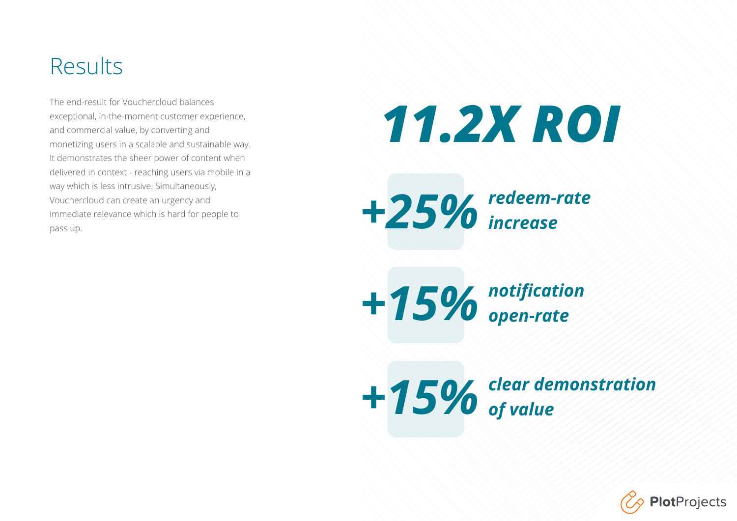# Results

The end-result for Vouchercloud balances exceptional, in-the-moment customer experience, and commercial value, by converting and monetizing users in a scalable and sustainable way. It demonstrates the sheer power of content when delivered in context - reaching users via mobile in a way which is less intrusive. Simultaneously, Vouchercloud can create an urgency and immediate relevance which is hard for people to pass up.

***11.2X ROI***

***+25%*** ***redeem-rate increase***

***+15%*** ***notification open-rate***

***+15%*** ***clear demonstration of value***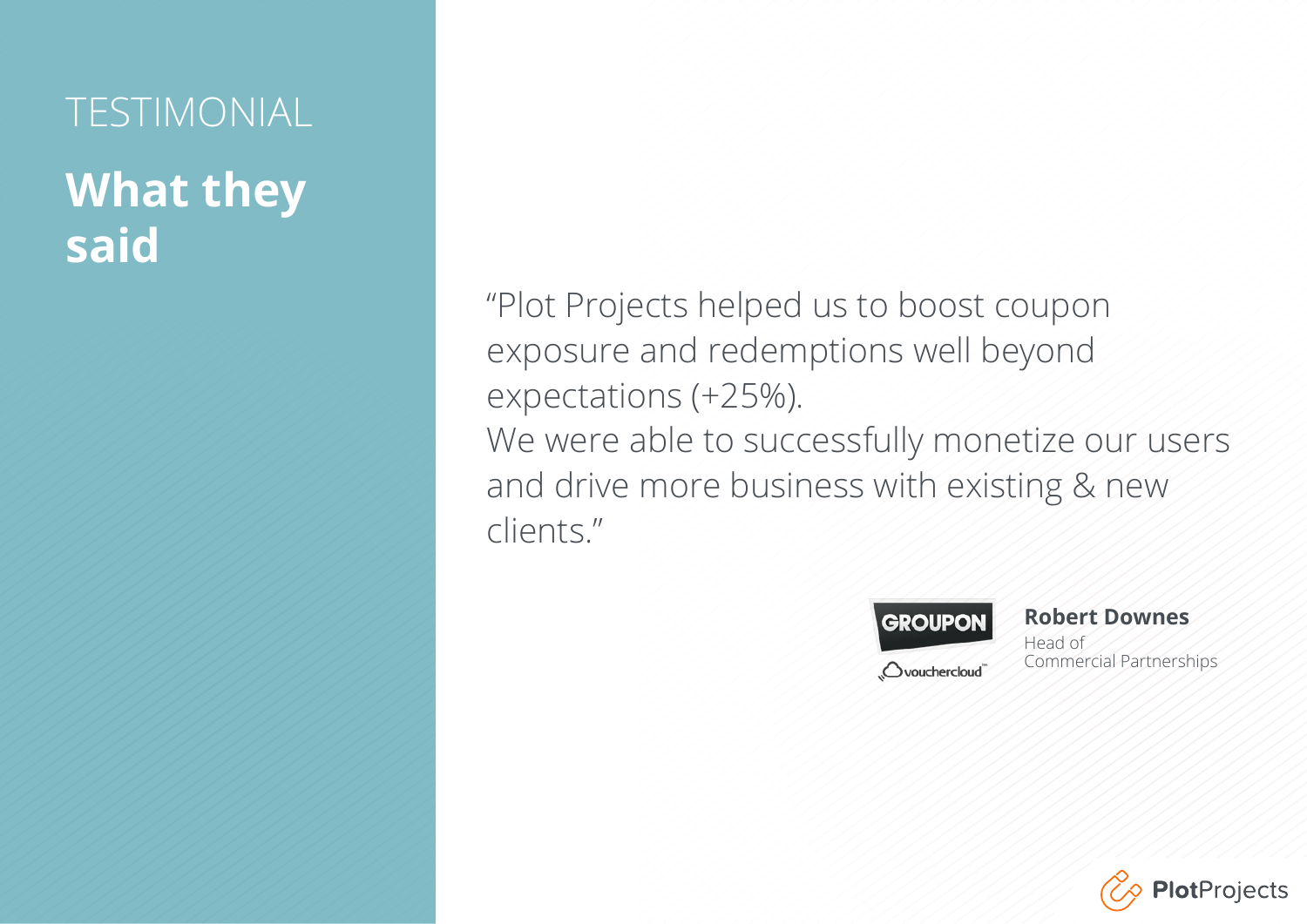TESTIMONIAL

# What they said

"Plot Projects helped us to boost coupon exposure and redemptions well beyond expectations (+25%).
We were able to successfully monetize our users and drive more business with existing & new clients."

**Robert Downes**
Head of
Commercial Partnerships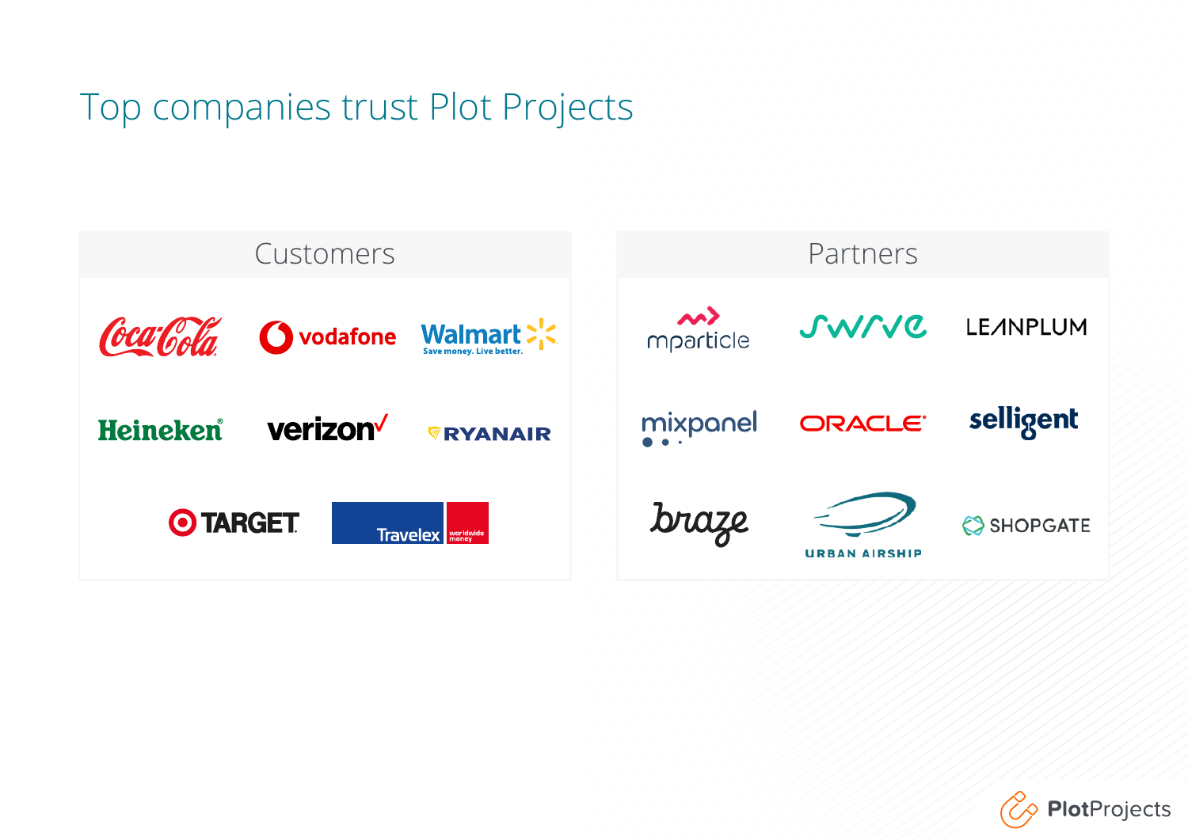# Top companies trust Plot Projects

## Customers

Coca-Cola

vodafone

Walmart — Save money. Live better.

Heineken

verizon

RYANAIR

TARGET

Travelex — worldwide money

## Partners

mparticle

swrve

LEANPLUM

mixpanel

ORACLE

selligent

braze

URBAN AIRSHIP

SHOPGATE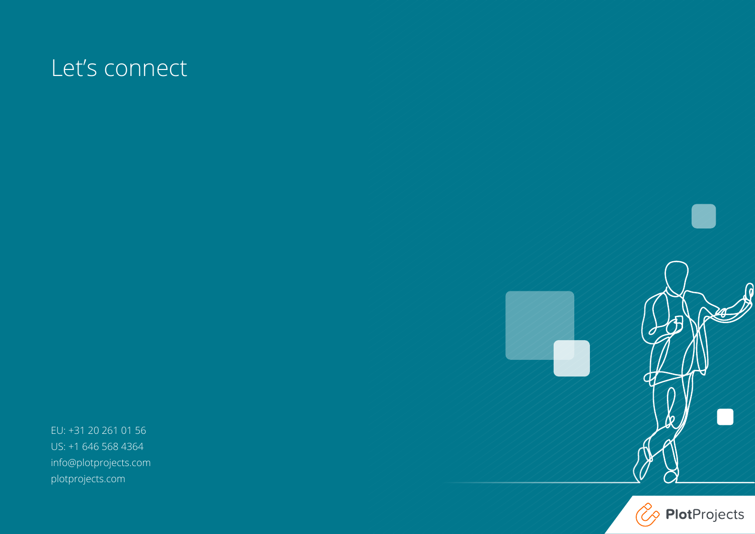# Let's connect

EU: +31 20 261 01 56
US: +1 646 568 4364
info@plotprojects.com
plotprojects.com

PlotProjects